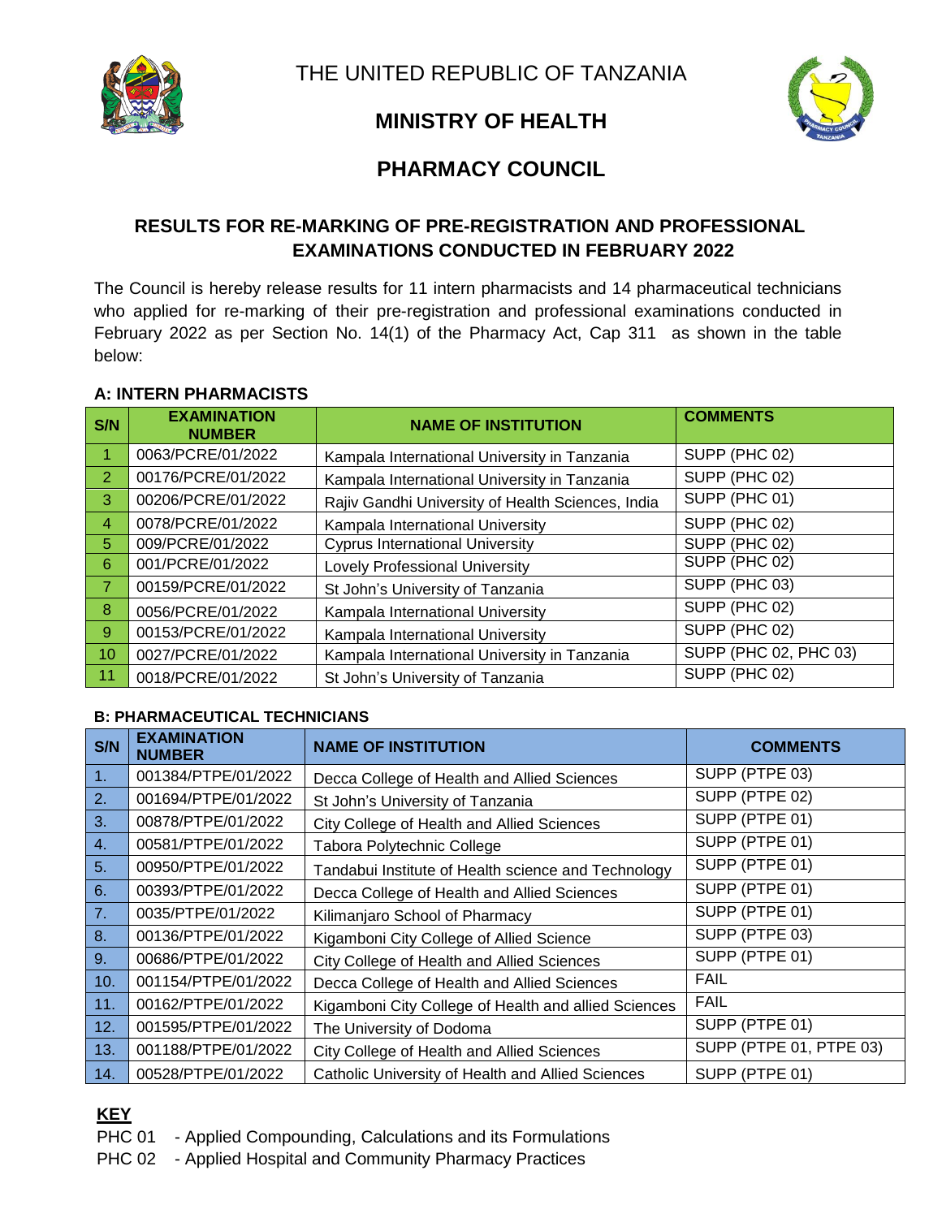THE UNITED REPUBLIC OF TANZANIA

## MINISTRY OF HEALTH

## PHARMACY COUNCIL

### RESULTS FOR RE-MARKING OF PRE-REGISTRATION AND PROFESSIONAL EXAMINATIONS CONDUCTED IN FEBRUARY 2022

The Council is hereby release results for 11 intern pharmacists and 14 pharmaceutical technicians who applied for re-marking of their pre-registration and professional examinations conducted in February 2022 as per Section No. 14(1) of the Pharmacy Act, Cap 311 as shown in the table below:

**A: INTERN PHARMACISTS**

| S/N | EXAMINATION NUMBER | NAME OF INSTITUTION | COMMENTS |
|---|---|---|---|
| 1 | 0063/PCRE/01/2022 | Kampala International University in Tanzania | SUPP (PHC 02) |
| 2 | 00176/PCRE/01/2022 | Kampala International University in Tanzania | SUPP (PHC 02) |
| 3 | 00206/PCRE/01/2022 | Rajiv Gandhi University of Health Sciences, India | SUPP (PHC 01) |
| 4 | 0078/PCRE/01/2022 | Kampala International University | SUPP (PHC 02) |
| 5 | 009/PCRE/01/2022 | Cyprus International University | SUPP (PHC 02) |
| 6 | 001/PCRE/01/2022 | Lovely Professional University | SUPP (PHC 02) |
| 7 | 00159/PCRE/01/2022 | St John's University of Tanzania | SUPP (PHC 03) |
| 8 | 0056/PCRE/01/2022 | Kampala International University | SUPP (PHC 02) |
| 9 | 00153/PCRE/01/2022 | Kampala International University | SUPP (PHC 02) |
| 10 | 0027/PCRE/01/2022 | Kampala International University in Tanzania | SUPP (PHC 02, PHC 03) |
| 11 | 0018/PCRE/01/2022 | St John's University of Tanzania | SUPP (PHC 02) |

**B: PHARMACEUTICAL TECHNICIANS**

| S/N | EXAMINATION NUMBER | NAME OF INSTITUTION | COMMENTS |
|---|---|---|---|
| 1. | 001384/PTPE/01/2022 | Decca College of Health and Allied Sciences | SUPP (PTPE 03) |
| 2. | 001694/PTPE/01/2022 | St John's University of Tanzania | SUPP (PTPE 02) |
| 3. | 00878/PTPE/01/2022 | City College of Health and Allied Sciences | SUPP (PTPE 01) |
| 4. | 00581/PTPE/01/2022 | Tabora Polytechnic College | SUPP (PTPE 01) |
| 5. | 00950/PTPE/01/2022 | Tandabui Institute of Health science and Technology | SUPP (PTPE 01) |
| 6. | 00393/PTPE/01/2022 | Decca College of Health and Allied Sciences | SUPP (PTPE 01) |
| 7. | 0035/PTPE/01/2022 | Kilimanjaro School of Pharmacy | SUPP (PTPE 01) |
| 8. | 00136/PTPE/01/2022 | Kigamboni City College of Allied Science | SUPP (PTPE 03) |
| 9. | 00686/PTPE/01/2022 | City College of Health and Allied Sciences | SUPP (PTPE 01) |
| 10. | 001154/PTPE/01/2022 | Decca College of Health and Allied Sciences | FAIL |
| 11. | 00162/PTPE/01/2022 | Kigamboni City College of Health and allied Sciences | FAIL |
| 12. | 001595/PTPE/01/2022 | The University of Dodoma | SUPP (PTPE 01) |
| 13. | 001188/PTPE/01/2022 | City College of Health and Allied Sciences | SUPP (PTPE 01, PTPE 03) |
| 14. | 00528/PTPE/01/2022 | Catholic University of Health and Allied Sciences | SUPP (PTPE 01) |

**KEY**

PHC 01 - Applied Compounding, Calculations and its Formulations

PHC 02 - Applied Hospital and Community Pharmacy Practices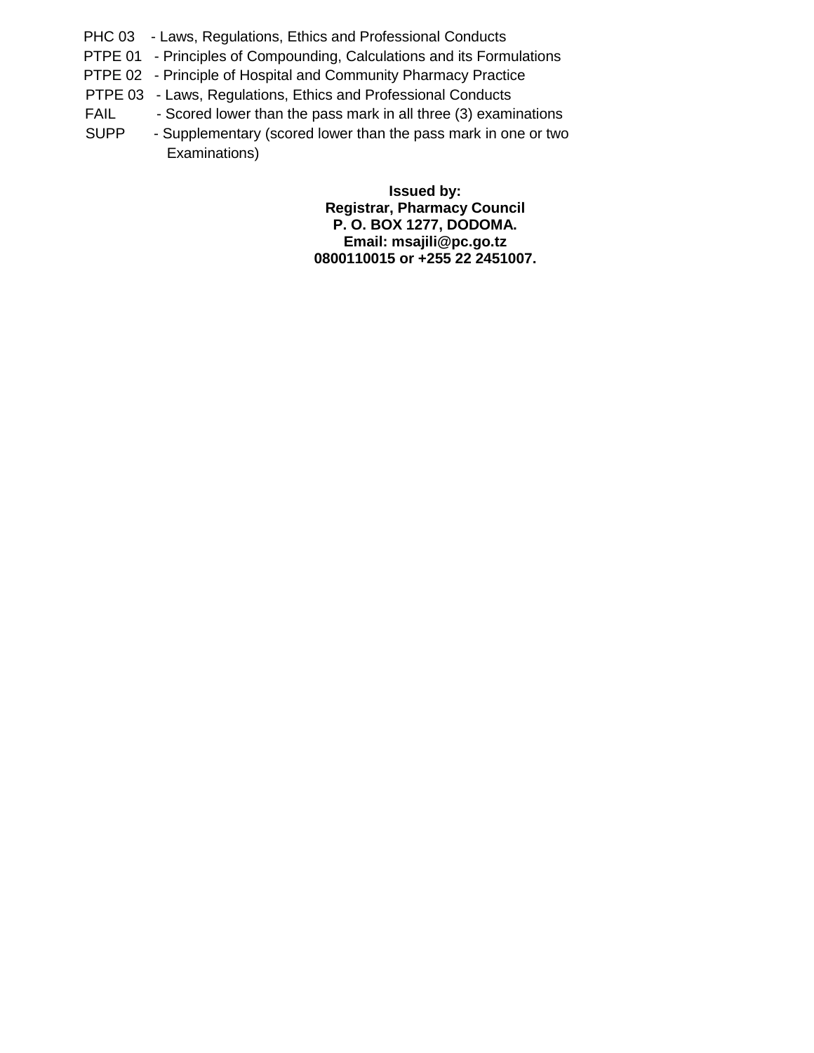PHC 03 - Laws, Regulations, Ethics and Professional Conducts
PTPE 01 - Principles of Compounding, Calculations and its Formulations
PTPE 02 - Principle of Hospital and Community Pharmacy Practice
PTPE 03 - Laws, Regulations, Ethics and Professional Conducts
FAIL - Scored lower than the pass mark in all three (3) examinations
SUPP - Supplementary (scored lower than the pass mark in one or two Examinations)

**Issued by:**
**Registrar, Pharmacy Council**
**P. O. BOX 1277, DODOMA.**
**Email: msajili@pc.go.tz**
**0800110015 or +255 22 2451007.**